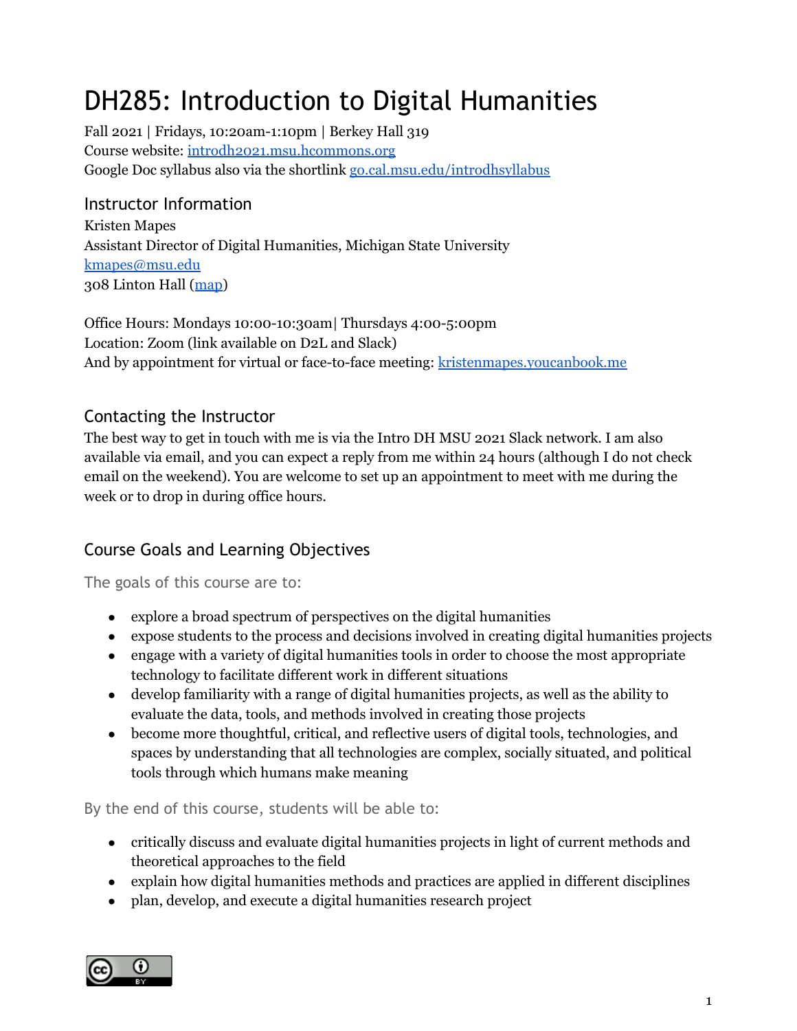# DH285: Introduction to Digital Humanities

Fall 2021 | Fridays, 10:20am-1:10pm | Berkey Hall 319
Course website: [introdh2021.msu.hcommons.org](introdh2021.msu.hcommons.org)
Google Doc syllabus also via the shortlink [go.cal.msu.edu/introdhsyllabus](go.cal.msu.edu/introdhsyllabus)

## Instructor Information

Kristen Mapes
Assistant Director of Digital Humanities, Michigan State University
kmapes@msu.edu
308 Linton Hall (map)

Office Hours: Mondays 10:00-10:30am| Thursdays 4:00-5:00pm
Location: Zoom (link available on D2L and Slack)
And by appointment for virtual or face-to-face meeting: [kristenmapes.youcanbook.me](kristenmapes.youcanbook.me)

## Contacting the Instructor

The best way to get in touch with me is via the Intro DH MSU 2021 Slack network. I am also available via email, and you can expect a reply from me within 24 hours (although I do not check email on the weekend). You are welcome to set up an appointment to meet with me during the week or to drop in during office hours.

## Course Goals and Learning Objectives

The goals of this course are to:

- explore a broad spectrum of perspectives on the digital humanities
- expose students to the process and decisions involved in creating digital humanities projects
- engage with a variety of digital humanities tools in order to choose the most appropriate technology to facilitate different work in different situations
- develop familiarity with a range of digital humanities projects, as well as the ability to evaluate the data, tools, and methods involved in creating those projects
- become more thoughtful, critical, and reflective users of digital tools, technologies, and spaces by understanding that all technologies are complex, socially situated, and political tools through which humans make meaning

By the end of this course, students will be able to:

- critically discuss and evaluate digital humanities projects in light of current methods and theoretical approaches to the field
- explain how digital humanities methods and practices are applied in different disciplines
- plan, develop, and execute a digital humanities research project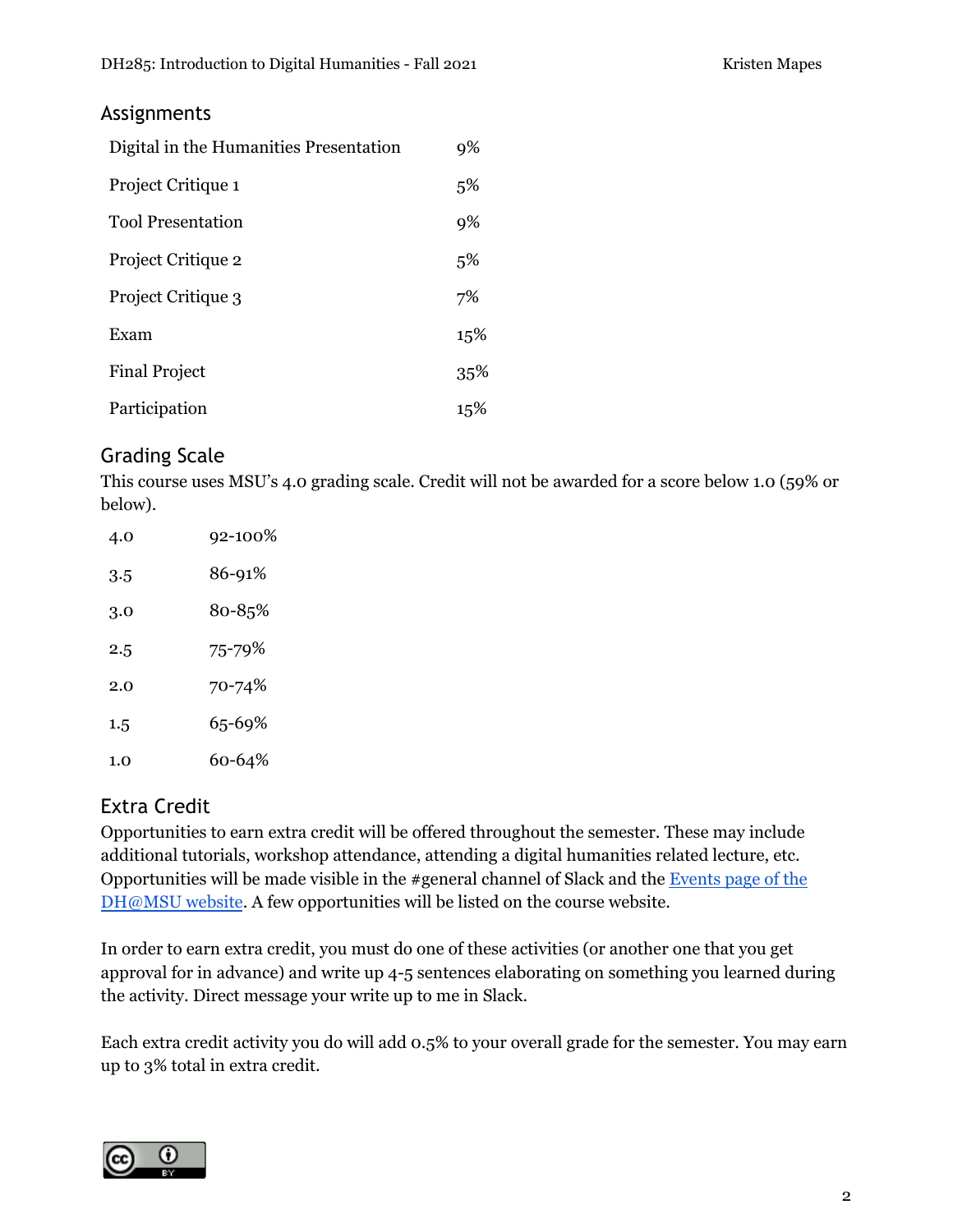## Assignments

| | |
|---|---|
| Digital in the Humanities Presentation | 9% |
| Project Critique 1 | 5% |
| Tool Presentation | 9% |
| Project Critique 2 | 5% |
| Project Critique 3 | 7% |
| Exam | 15% |
| Final Project | 35% |
| Participation | 15% |

## Grading Scale

This course uses MSU's 4.0 grading scale. Credit will not be awarded for a score below 1.0 (59% or below).

| | |
|---|---|
| 4.0 | 92-100% |
| 3.5 | 86-91% |
| 3.0 | 80-85% |
| 2.5 | 75-79% |
| 2.0 | 70-74% |
| 1.5 | 65-69% |
| 1.0 | 60-64% |

## Extra Credit

Opportunities to earn extra credit will be offered throughout the semester. These may include additional tutorials, workshop attendance, attending a digital humanities related lecture, etc. Opportunities will be made visible in the #general channel of Slack and the [Events page of the DH@MSU website](). A few opportunities will be listed on the course website.

In order to earn extra credit, you must do one of these activities (or another one that you get approval for in advance) and write up 4-5 sentences elaborating on something you learned during the activity. Direct message your write up to me in Slack.

Each extra credit activity you do will add 0.5% to your overall grade for the semester. You may earn up to 3% total in extra credit.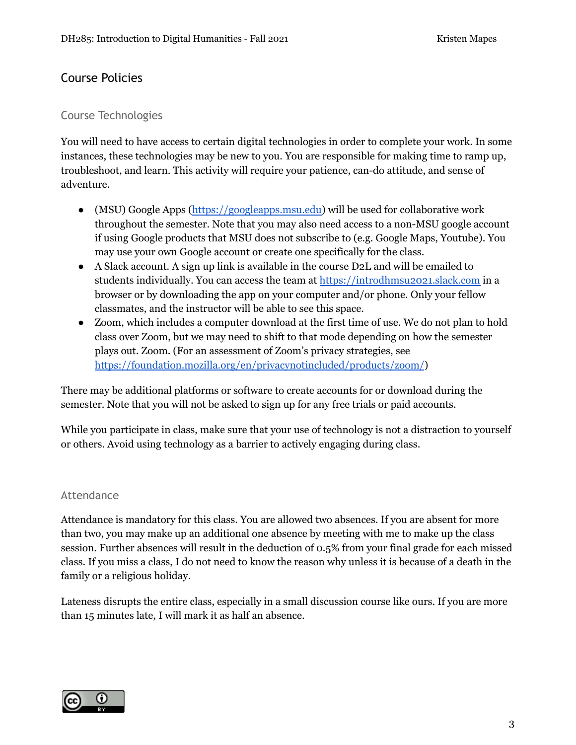## Course Policies

### Course Technologies

You will need to have access to certain digital technologies in order to complete your work. In some instances, these technologies may be new to you. You are responsible for making time to ramp up, troubleshoot, and learn. This activity will require your patience, can-do attitude, and sense of adventure.

- (MSU) Google Apps (https://googleapps.msu.edu) will be used for collaborative work throughout the semester. Note that you may also need access to a non-MSU google account if using Google products that MSU does not subscribe to (e.g. Google Maps, Youtube). You may use your own Google account or create one specifically for the class.
- A Slack account. A sign up link is available in the course D2L and will be emailed to students individually. You can access the team at https://introdhmsu2021.slack.com in a browser or by downloading the app on your computer and/or phone. Only your fellow classmates, and the instructor will be able to see this space.
- Zoom, which includes a computer download at the first time of use. We do not plan to hold class over Zoom, but we may need to shift to that mode depending on how the semester plays out. Zoom. (For an assessment of Zoom's privacy strategies, see https://foundation.mozilla.org/en/privacynotincluded/products/zoom/)

There may be additional platforms or software to create accounts for or download during the semester. Note that you will not be asked to sign up for any free trials or paid accounts.

While you participate in class, make sure that your use of technology is not a distraction to yourself or others. Avoid using technology as a barrier to actively engaging during class.

### Attendance

Attendance is mandatory for this class. You are allowed two absences. If you are absent for more than two, you may make up an additional one absence by meeting with me to make up the class session. Further absences will result in the deduction of 0.5% from your final grade for each missed class. If you miss a class, I do not need to know the reason why unless it is because of a death in the family or a religious holiday.

Lateness disrupts the entire class, especially in a small discussion course like ours. If you are more than 15 minutes late, I will mark it as half an absence.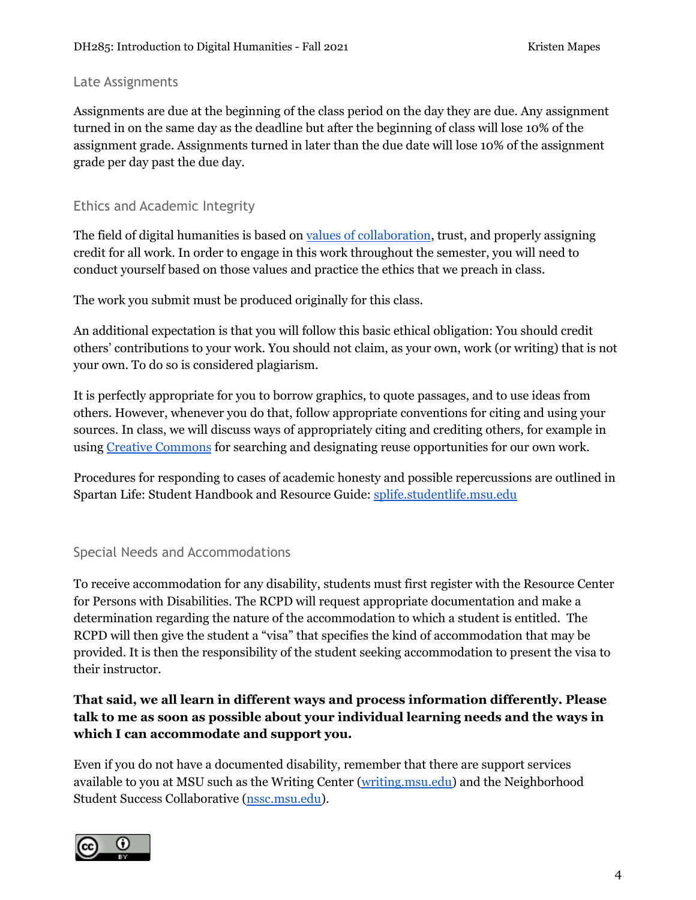## Late Assignments

Assignments are due at the beginning of the class period on the day they are due. Any assignment turned in on the same day as the deadline but after the beginning of class will lose 10% of the assignment grade. Assignments turned in later than the due date will lose 10% of the assignment grade per day past the due day.

## Ethics and Academic Integrity

The field of digital humanities is based on values of collaboration, trust, and properly assigning credit for all work. In order to engage in this work throughout the semester, you will need to conduct yourself based on those values and practice the ethics that we preach in class.

The work you submit must be produced originally for this class.

An additional expectation is that you will follow this basic ethical obligation: You should credit others' contributions to your work. You should not claim, as your own, work (or writing) that is not your own. To do so is considered plagiarism.

It is perfectly appropriate for you to borrow graphics, to quote passages, and to use ideas from others. However, whenever you do that, follow appropriate conventions for citing and using your sources. In class, we will discuss ways of appropriately citing and crediting others, for example in using Creative Commons for searching and designating reuse opportunities for our own work.

Procedures for responding to cases of academic honesty and possible repercussions are outlined in Spartan Life: Student Handbook and Resource Guide: splife.studentlife.msu.edu

## Special Needs and Accommodations

To receive accommodation for any disability, students must first register with the Resource Center for Persons with Disabilities. The RCPD will request appropriate documentation and make a determination regarding the nature of the accommodation to which a student is entitled. The RCPD will then give the student a "visa" that specifies the kind of accommodation that may be provided. It is then the responsibility of the student seeking accommodation to present the visa to their instructor.

**That said, we all learn in different ways and process information differently. Please talk to me as soon as possible about your individual learning needs and the ways in which I can accommodate and support you.**

Even if you do not have a documented disability, remember that there are support services available to you at MSU such as the Writing Center (writing.msu.edu) and the Neighborhood Student Success Collaborative (nssc.msu.edu).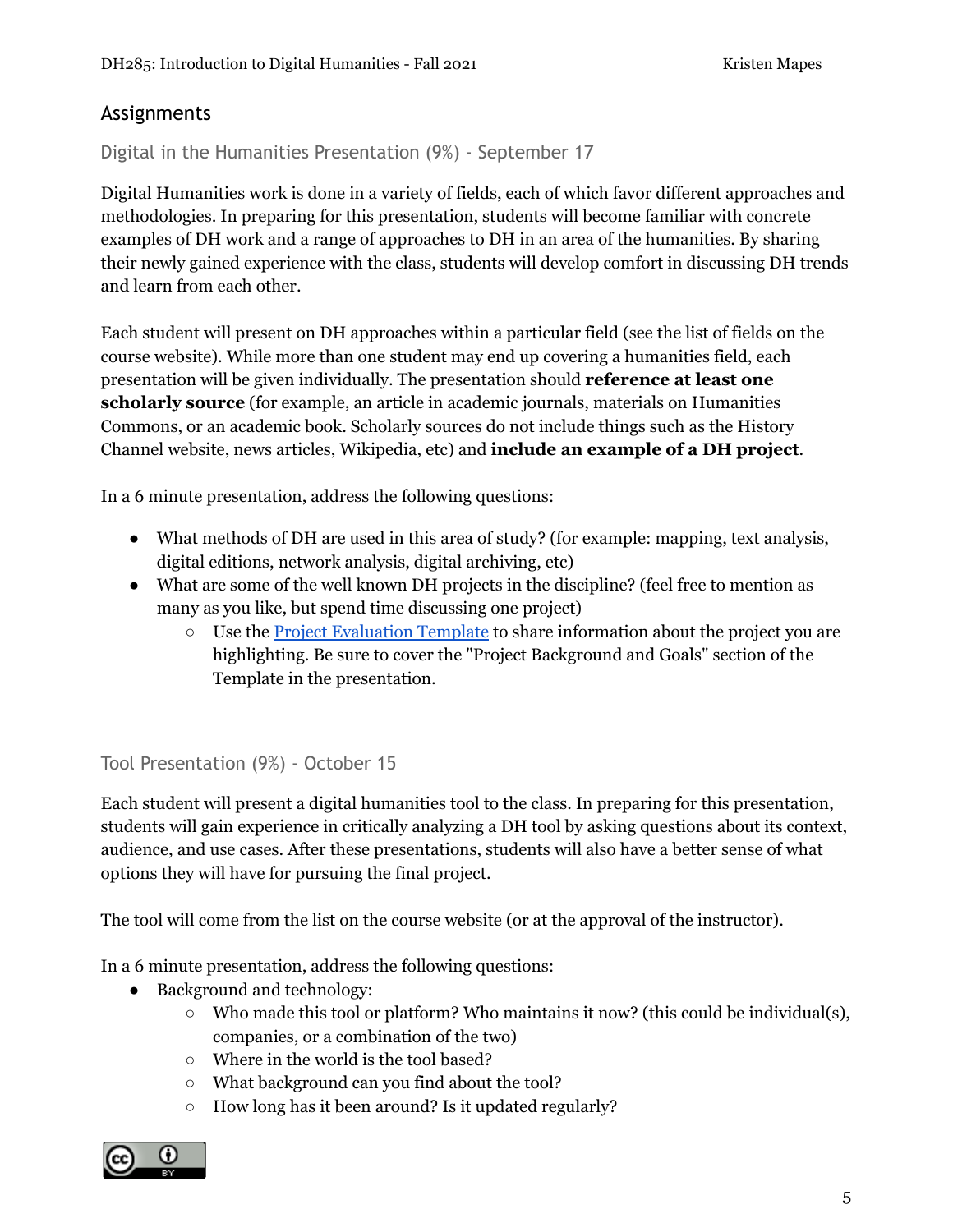## Assignments

### Digital in the Humanities Presentation (9%) - September 17

Digital Humanities work is done in a variety of fields, each of which favor different approaches and methodologies. In preparing for this presentation, students will become familiar with concrete examples of DH work and a range of approaches to DH in an area of the humanities. By sharing their newly gained experience with the class, students will develop comfort in discussing DH trends and learn from each other.

Each student will present on DH approaches within a particular field (see the list of fields on the course website). While more than one student may end up covering a humanities field, each presentation will be given individually. The presentation should **reference at least one scholarly source** (for example, an article in academic journals, materials on Humanities Commons, or an academic book. Scholarly sources do not include things such as the History Channel website, news articles, Wikipedia, etc) and **include an example of a DH project**.

In a 6 minute presentation, address the following questions:

- What methods of DH are used in this area of study? (for example: mapping, text analysis, digital editions, network analysis, digital archiving, etc)
- What are some of the well known DH projects in the discipline? (feel free to mention as many as you like, but spend time discussing one project)
  - Use the Project Evaluation Template to share information about the project you are highlighting. Be sure to cover the "Project Background and Goals" section of the Template in the presentation.

### Tool Presentation (9%) - October 15

Each student will present a digital humanities tool to the class. In preparing for this presentation, students will gain experience in critically analyzing a DH tool by asking questions about its context, audience, and use cases. After these presentations, students will also have a better sense of what options they will have for pursuing the final project.

The tool will come from the list on the course website (or at the approval of the instructor).

In a 6 minute presentation, address the following questions:

- Background and technology:
  - Who made this tool or platform? Who maintains it now? (this could be individual(s), companies, or a combination of the two)
  - Where in the world is the tool based?
  - What background can you find about the tool?
  - How long has it been around? Is it updated regularly?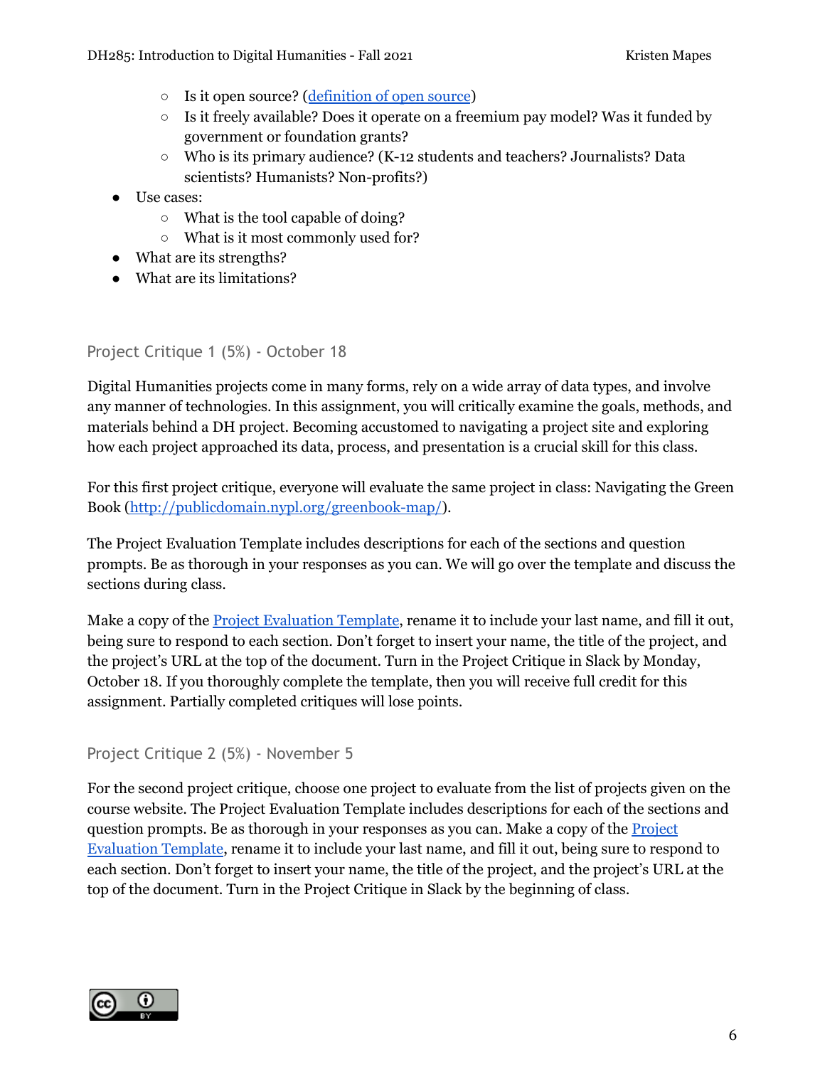- Is it open source? ([definition of open source](#))
    - Is it freely available? Does it operate on a freemium pay model? Was it funded by government or foundation grants?
    - Who is its primary audience? (K-12 students and teachers? Journalists? Data scientists? Humanists? Non-profits?)
- Use cases:
    - What is the tool capable of doing?
    - What is it most commonly used for?
- What are its strengths?
- What are its limitations?

### Project Critique 1 (5%) - October 18

Digital Humanities projects come in many forms, rely on a wide array of data types, and involve any manner of technologies. In this assignment, you will critically examine the goals, methods, and materials behind a DH project. Becoming accustomed to navigating a project site and exploring how each project approached its data, process, and presentation is a crucial skill for this class.

For this first project critique, everyone will evaluate the same project in class: Navigating the Green Book (http://publicdomain.nypl.org/greenbook-map/).

The Project Evaluation Template includes descriptions for each of the sections and question prompts. Be as thorough in your responses as you can. We will go over the template and discuss the sections during class.

Make a copy of the Project Evaluation Template, rename it to include your last name, and fill it out, being sure to respond to each section. Don't forget to insert your name, the title of the project, and the project's URL at the top of the document. Turn in the Project Critique in Slack by Monday, October 18. If you thoroughly complete the template, then you will receive full credit for this assignment. Partially completed critiques will lose points.

### Project Critique 2 (5%) - November 5

For the second project critique, choose one project to evaluate from the list of projects given on the course website. The Project Evaluation Template includes descriptions for each of the sections and question prompts. Be as thorough in your responses as you can. Make a copy of the Project Evaluation Template, rename it to include your last name, and fill it out, being sure to respond to each section. Don't forget to insert your name, the title of the project, and the project's URL at the top of the document. Turn in the Project Critique in Slack by the beginning of class.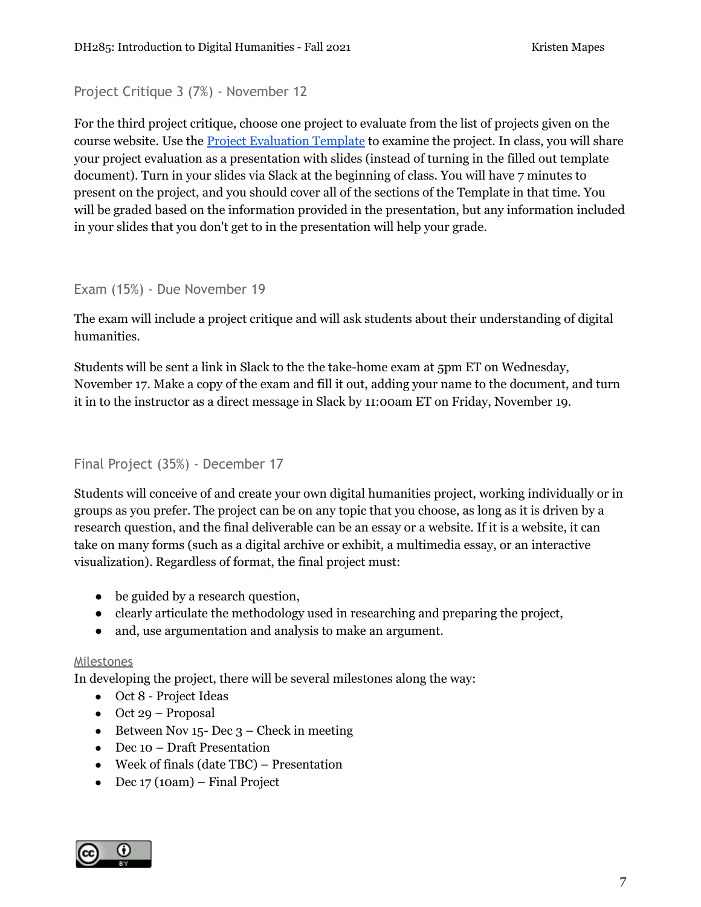## Project Critique 3 (7%) - November 12

For the third project critique, choose one project to evaluate from the list of projects given on the course website. Use the [Project Evaluation Template]() to examine the project. In class, you will share your project evaluation as a presentation with slides (instead of turning in the filled out template document). Turn in your slides via Slack at the beginning of class. You will have 7 minutes to present on the project, and you should cover all of the sections of the Template in that time. You will be graded based on the information provided in the presentation, but any information included in your slides that you don't get to in the presentation will help your grade.

## Exam (15%) - Due November 19

The exam will include a project critique and will ask students about their understanding of digital humanities.

Students will be sent a link in Slack to the the take-home exam at 5pm ET on Wednesday, November 17. Make a copy of the exam and fill it out, adding your name to the document, and turn it in to the instructor as a direct message in Slack by 11:00am ET on Friday, November 19.

## Final Project (35%) - December 17

Students will conceive of and create your own digital humanities project, working individually or in groups as you prefer. The project can be on any topic that you choose, as long as it is driven by a research question, and the final deliverable can be an essay or a website. If it is a website, it can take on many forms (such as a digital archive or exhibit, a multimedia essay, or an interactive visualization). Regardless of format, the final project must:

- be guided by a research question,
- clearly articulate the methodology used in researching and preparing the project,
- and, use argumentation and analysis to make an argument.

### Milestones

In developing the project, there will be several milestones along the way:

- Oct 8 - Project Ideas
- Oct 29 – Proposal
- Between Nov 15- Dec 3 – Check in meeting
- Dec 10 – Draft Presentation
- Week of finals (date TBC) – Presentation
- Dec 17 (10am) – Final Project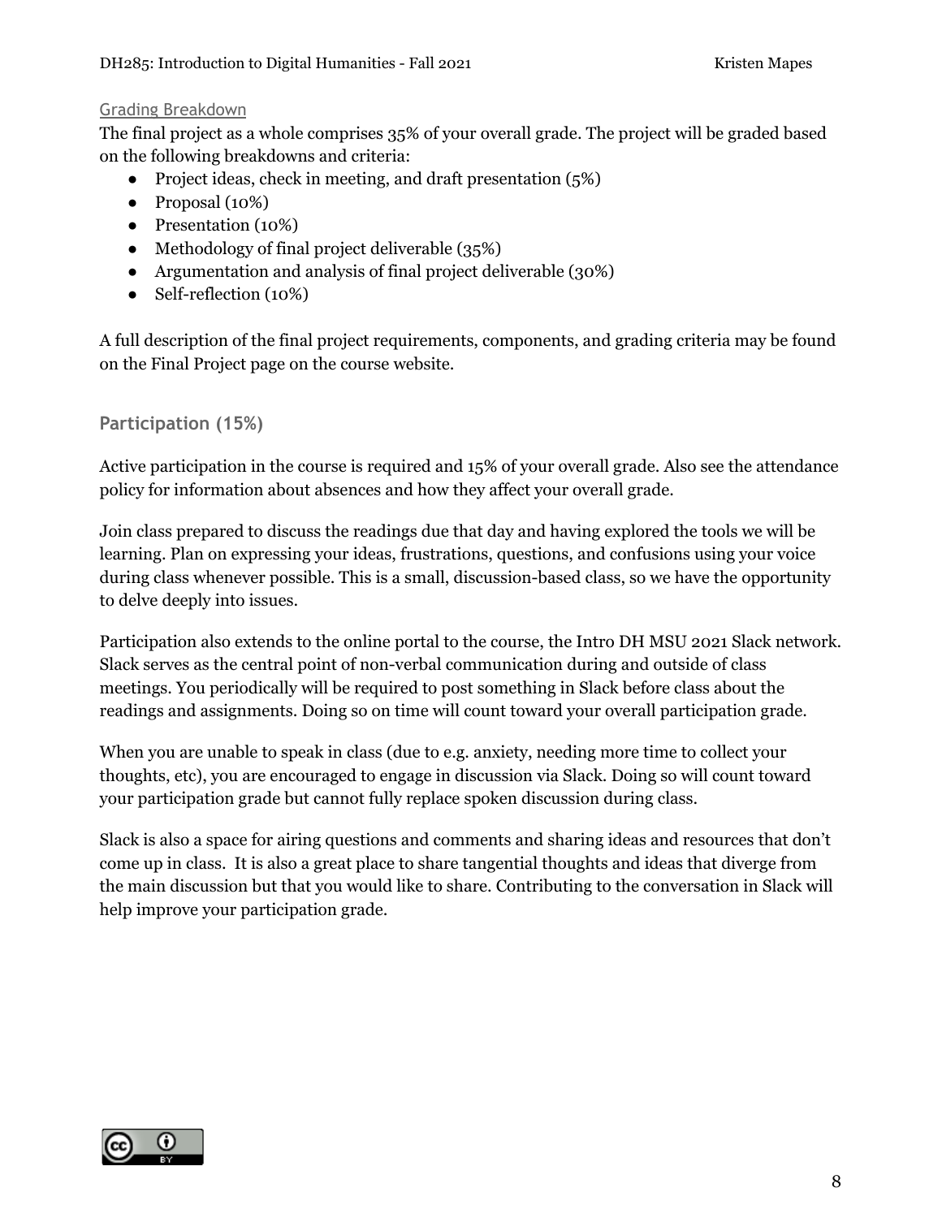### Grading Breakdown

The final project as a whole comprises 35% of your overall grade. The project will be graded based on the following breakdowns and criteria:

- Project ideas, check in meeting, and draft presentation (5%)
- Proposal (10%)
- Presentation (10%)
- Methodology of final project deliverable (35%)
- Argumentation and analysis of final project deliverable (30%)
- Self-reflection (10%)

A full description of the final project requirements, components, and grading criteria may be found on the Final Project page on the course website.

## Participation (15%)

Active participation in the course is required and 15% of your overall grade. Also see the attendance policy for information about absences and how they affect your overall grade.

Join class prepared to discuss the readings due that day and having explored the tools we will be learning. Plan on expressing your ideas, frustrations, questions, and confusions using your voice during class whenever possible. This is a small, discussion-based class, so we have the opportunity to delve deeply into issues.

Participation also extends to the online portal to the course, the Intro DH MSU 2021 Slack network. Slack serves as the central point of non-verbal communication during and outside of class meetings. You periodically will be required to post something in Slack before class about the readings and assignments. Doing so on time will count toward your overall participation grade.

When you are unable to speak in class (due to e.g. anxiety, needing more time to collect your thoughts, etc), you are encouraged to engage in discussion via Slack. Doing so will count toward your participation grade but cannot fully replace spoken discussion during class.

Slack is also a space for airing questions and comments and sharing ideas and resources that don't come up in class. It is also a great place to share tangential thoughts and ideas that diverge from the main discussion but that you would like to share. Contributing to the conversation in Slack will help improve your participation grade.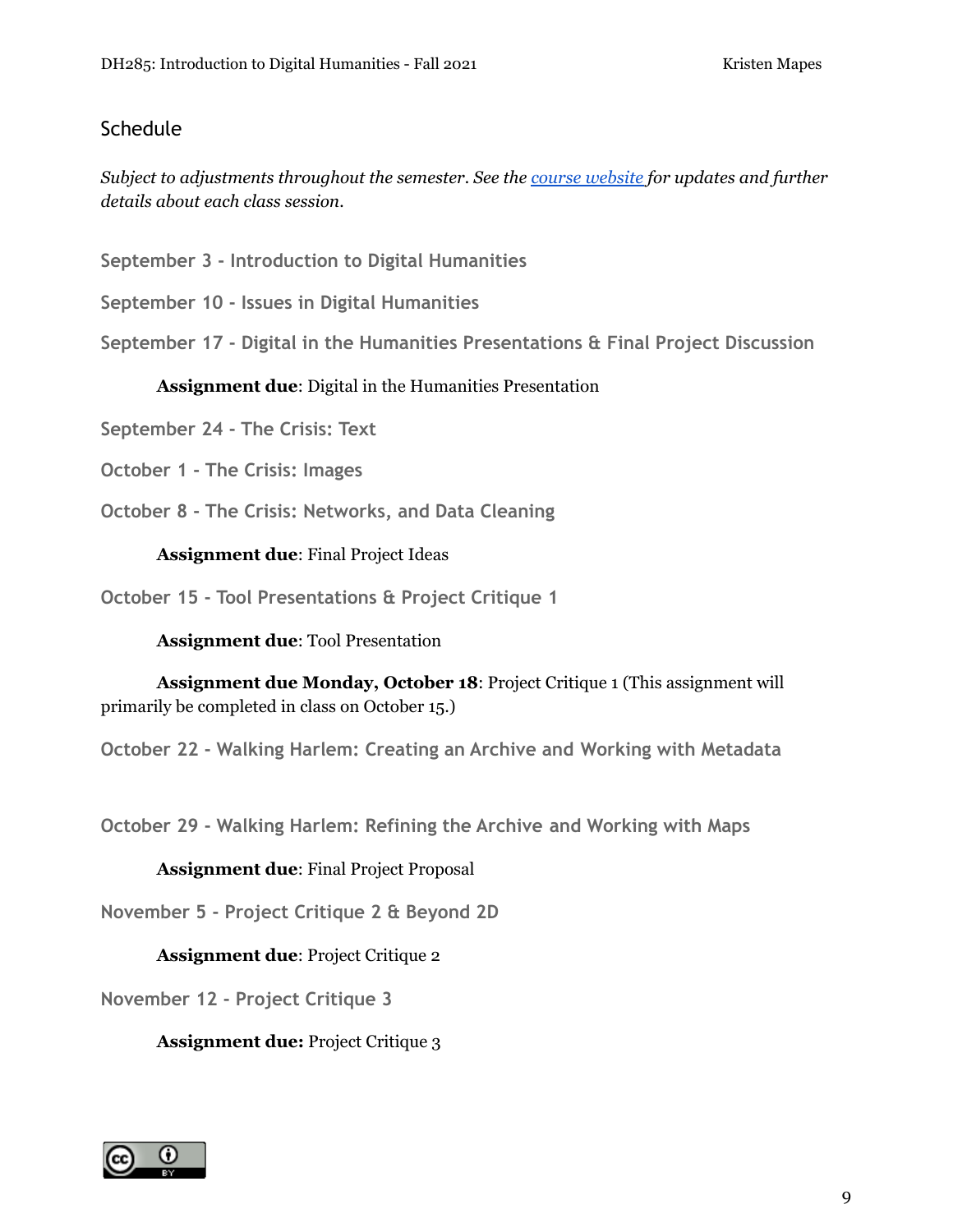## Schedule

*Subject to adjustments throughout the semester. See the [course website](course website) for updates and further details about each class session.*

### September 3 - Introduction to Digital Humanities

### September 10 - Issues in Digital Humanities

### September 17 - Digital in the Humanities Presentations & Final Project Discussion

**Assignment due**: Digital in the Humanities Presentation

### September 24 - The Crisis: Text

### October 1 - The Crisis: Images

### October 8 - The Crisis: Networks, and Data Cleaning

**Assignment due**: Final Project Ideas

### October 15 - Tool Presentations & Project Critique 1

**Assignment due**: Tool Presentation

**Assignment due Monday, October 18**: Project Critique 1 (This assignment will primarily be completed in class on October 15.)

### October 22 - Walking Harlem: Creating an Archive and Working with Metadata

### October 29 - Walking Harlem: Refining the Archive and Working with Maps

**Assignment due**: Final Project Proposal

### November 5 - Project Critique 2 & Beyond 2D

**Assignment due**: Project Critique 2

### November 12 - Project Critique 3

**Assignment due:** Project Critique 3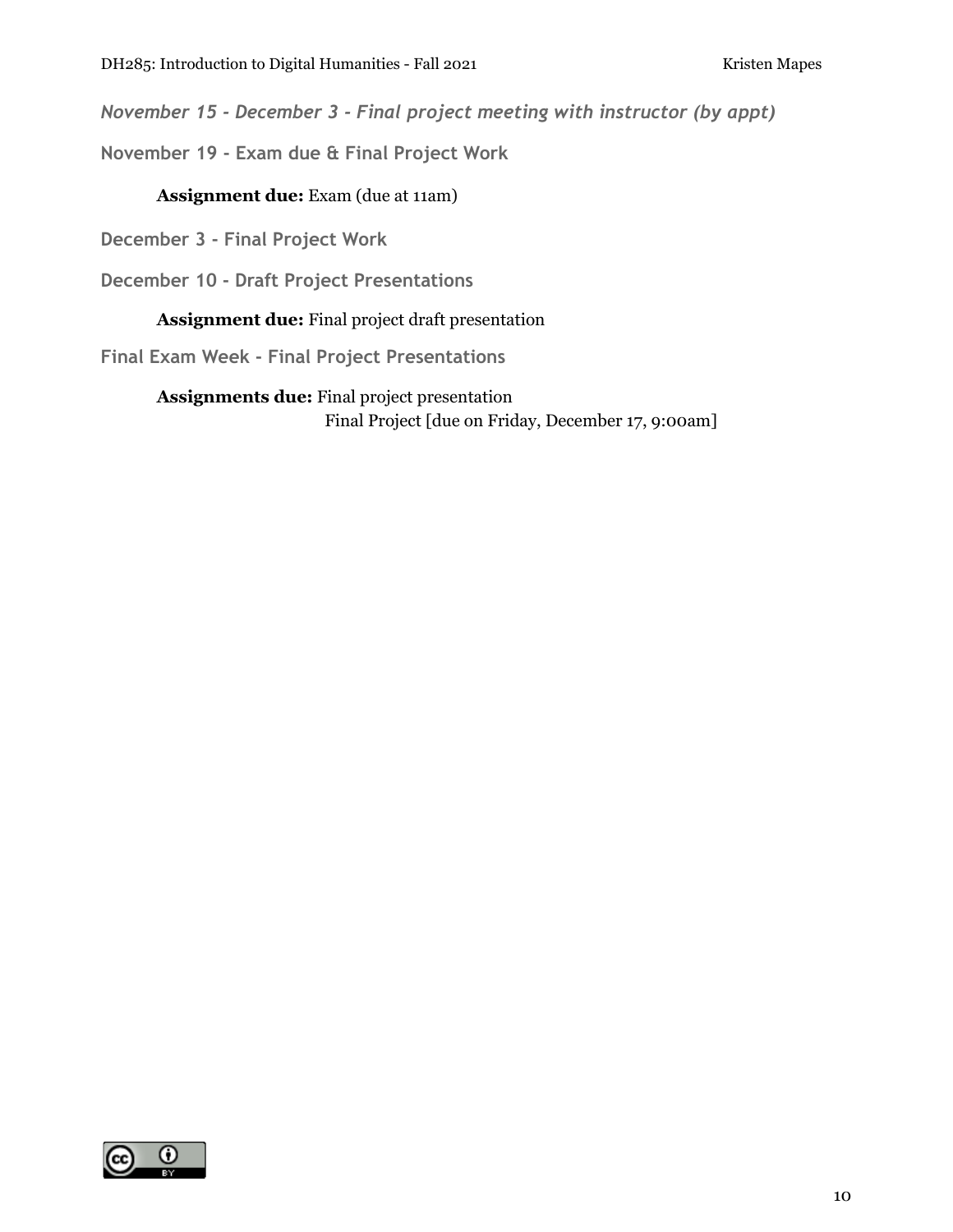*November 15 - December 3 - Final project meeting with instructor (by appt)*

**November 19 - Exam due & Final Project Work**

**Assignment due:** Exam (due at 11am)

**December 3 - Final Project Work**

**December 10 - Draft Project Presentations**

**Assignment due:** Final project draft presentation

**Final Exam Week - Final Project Presentations**

**Assignments due:** Final project presentation
Final Project [due on Friday, December 17, 9:00am]